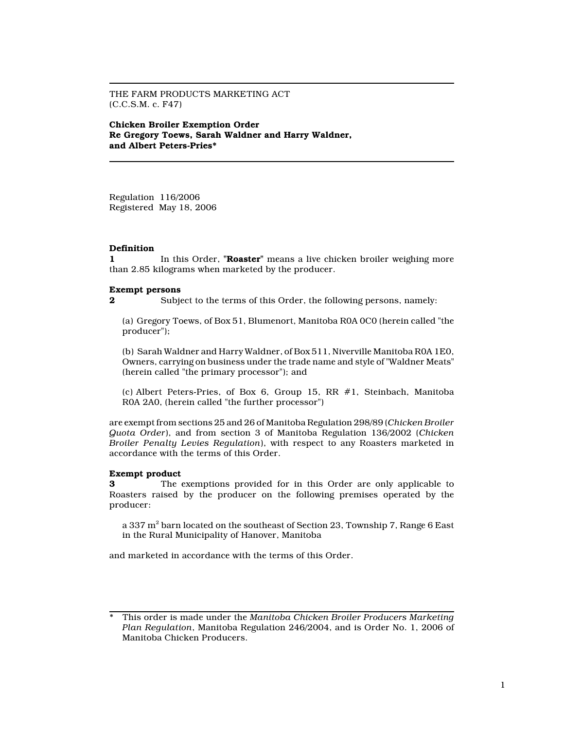THE FARM PRODUCTS MARKETING ACT
(C.C.S.M. c. F47)

**Chicken Broiler Exemption Order**
**Re Gregory Toews, Sarah Waldner and Harry Waldner, and Albert Peters-Pries***

Regulation 116/2006
Registered May 18, 2006

**Definition**

**1** In this Order, "**Roaster**" means a live chicken broiler weighing more than 2.85 kilograms when marketed by the producer.

**Exempt persons**

**2** Subject to the terms of this Order, the following persons, namely:

(a) Gregory Toews, of Box 51, Blumenort, Manitoba R0A 0C0 (herein called "the producer");

(b) Sarah Waldner and Harry Waldner, of Box 511, Niverville Manitoba R0A 1E0, Owners, carrying on business under the trade name and style of "Waldner Meats" (herein called "the primary processor"); and

(c) Albert Peters-Pries, of Box 6, Group 15, RR #1, Steinbach, Manitoba R0A 2A0, (herein called "the further processor")

are exempt from sections 25 and 26 of Manitoba Regulation 298/89 (*Chicken Broiler Quota Order*), and from section 3 of Manitoba Regulation 136/2002 (*Chicken Broiler Penalty Levies Regulation*), with respect to any Roasters marketed in accordance with the terms of this Order.

**Exempt product**

**3** The exemptions provided for in this Order are only applicable to Roasters raised by the producer on the following premises operated by the producer:

a 337 $m^2$ barn located on the southeast of Section 23, Township 7, Range 6 East in the Rural Municipality of Hanover, Manitoba

and marketed in accordance with the terms of this Order.

---

\* This order is made under the *Manitoba Chicken Broiler Producers Marketing Plan Regulation*, Manitoba Regulation 246/2004, and is Order No. 1, 2006 of Manitoba Chicken Producers.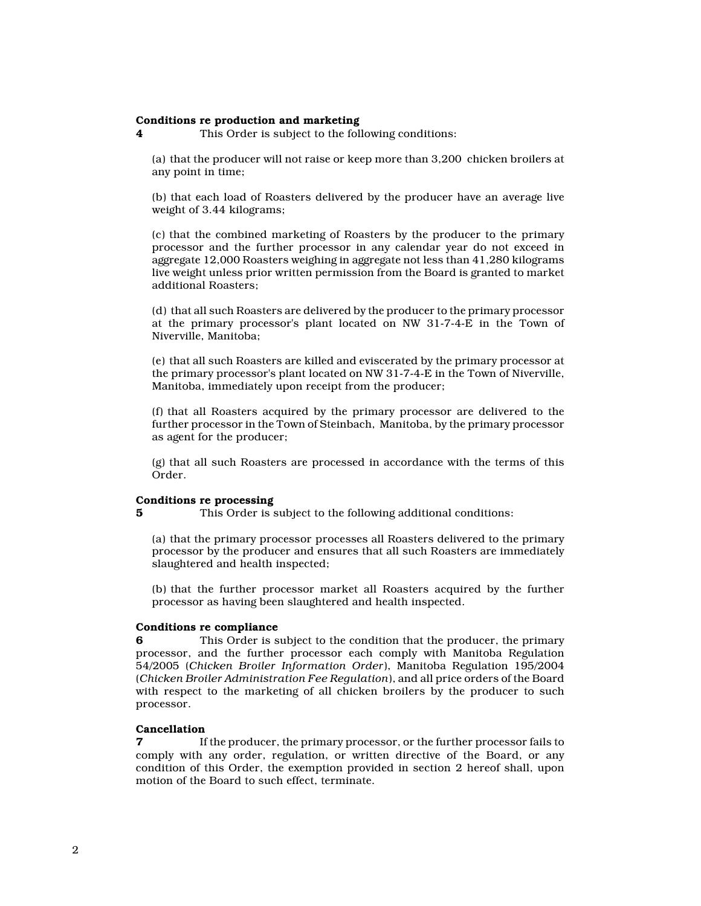**Conditions re production and marketing**

**4** This Order is subject to the following conditions:

(a) that the producer will not raise or keep more than 3,200 chicken broilers at any point in time;

(b) that each load of Roasters delivered by the producer have an average live weight of 3.44 kilograms;

(c) that the combined marketing of Roasters by the producer to the primary processor and the further processor in any calendar year do not exceed in aggregate 12,000 Roasters weighing in aggregate not less than 41,280 kilograms live weight unless prior written permission from the Board is granted to market additional Roasters;

(d) that all such Roasters are delivered by the producer to the primary processor at the primary processor's plant located on NW 31-7-4-E in the Town of Niverville, Manitoba;

(e) that all such Roasters are killed and eviscerated by the primary processor at the primary processor's plant located on NW 31-7-4-E in the Town of Niverville, Manitoba, immediately upon receipt from the producer;

(f) that all Roasters acquired by the primary processor are delivered to the further processor in the Town of Steinbach, Manitoba, by the primary processor as agent for the producer;

(g) that all such Roasters are processed in accordance with the terms of this Order.

**Conditions re processing**

**5** This Order is subject to the following additional conditions:

(a) that the primary processor processes all Roasters delivered to the primary processor by the producer and ensures that all such Roasters are immediately slaughtered and health inspected;

(b) that the further processor market all Roasters acquired by the further processor as having been slaughtered and health inspected.

**Conditions re compliance**

**6** This Order is subject to the condition that the producer, the primary processor, and the further processor each comply with Manitoba Regulation 54/2005 (*Chicken Broiler Information Order*), Manitoba Regulation 195/2004 (*Chicken Broiler Administration Fee Regulation*), and all price orders of the Board with respect to the marketing of all chicken broilers by the producer to such processor.

**Cancellation**

**7** If the producer, the primary processor, or the further processor fails to comply with any order, regulation, or written directive of the Board, or any condition of this Order, the exemption provided in section 2 hereof shall, upon motion of the Board to such effect, terminate.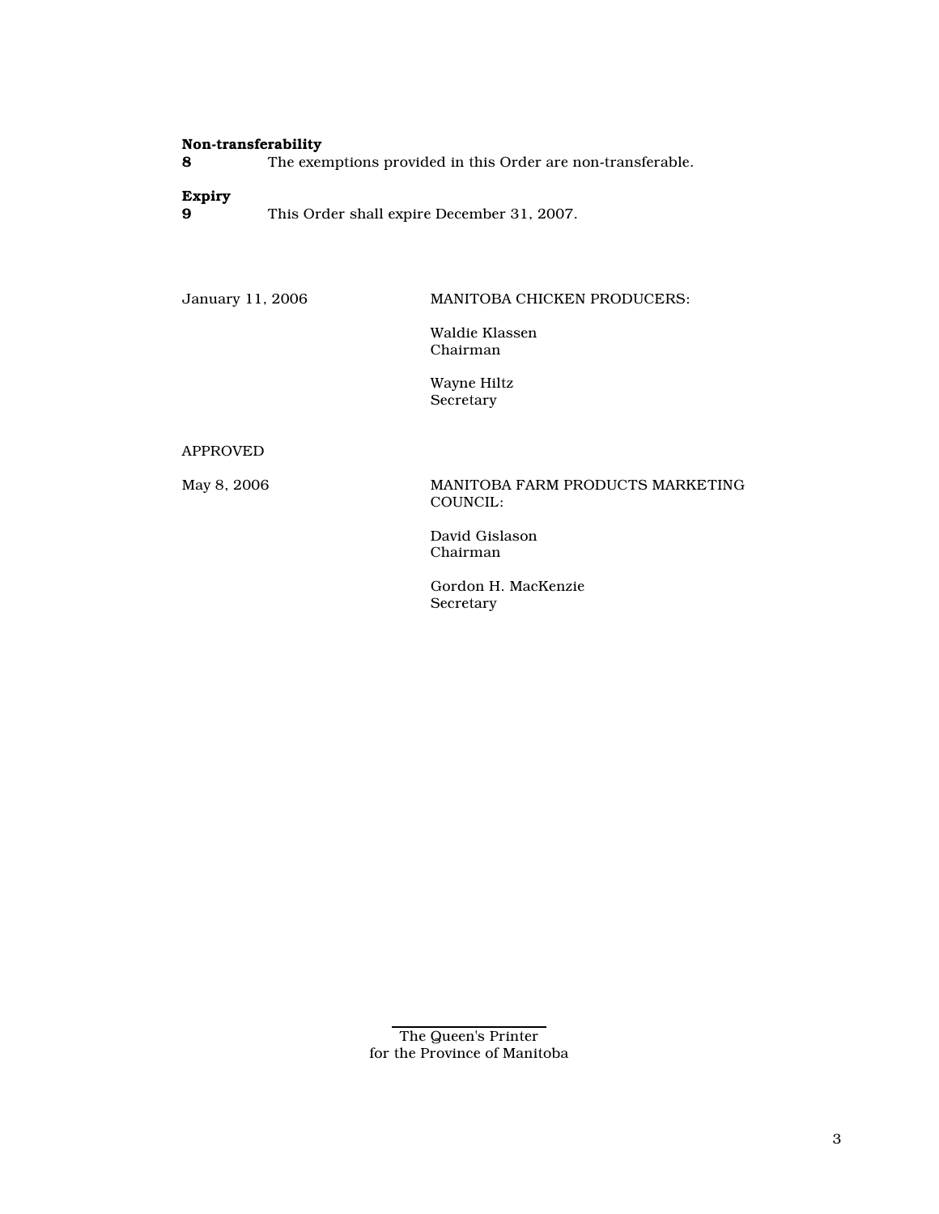**Non-transferability**

**8** The exemptions provided in this Order are non-transferable.

**Expiry**

**9** This Order shall expire December 31, 2007.

January 11, 2006

MANITOBA CHICKEN PRODUCERS:

Waldie Klassen
Chairman

Wayne Hiltz
Secretary

APPROVED

May 8, 2006

MANITOBA FARM PRODUCTS MARKETING COUNCIL:

David Gislason
Chairman

Gordon H. MacKenzie
Secretary

The Queen's Printer
for the Province of Manitoba